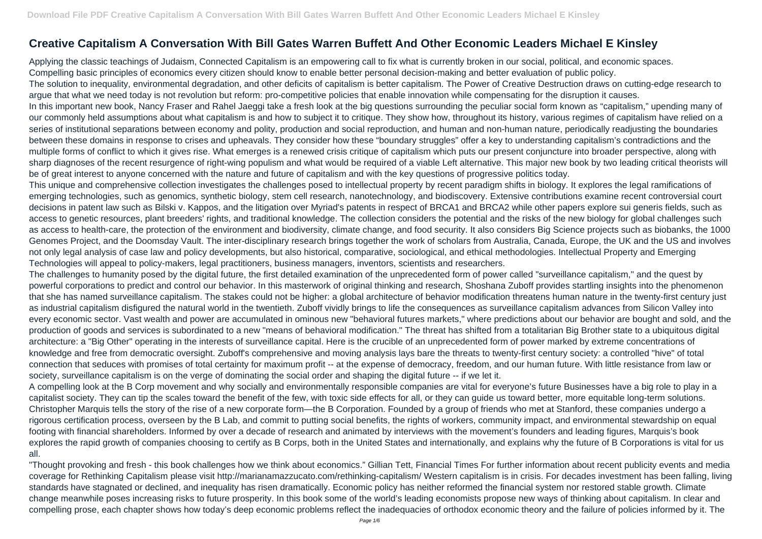# Creative Capitalism A Conversation With Bill Gates Warren Buffett And Other Economic Leaders Michael E Kinsley

Applying the classic teachings of Judaism, Connected Capitalism is an empowering call to fix what is currently broken in our social, political, and economic spaces.

Compelling basic principles of economics every citizen should know to enable better personal decision-making and better evaluation of public policy.

The solution to inequality, environmental degradation, and other deficits of capitalism is better capitalism. The Power of Creative Destruction draws on cutting-edge research to argue that what we need today is not revolution but reform: pro-competitive policies that enable innovation while compensating for the disruption it causes.

In this important new book, Nancy Fraser and Rahel Jaeggi take a fresh look at the big questions surrounding the peculiar social form known as "capitalism," upending many of our commonly held assumptions about what capitalism is and how to subject it to critique. They show how, throughout its history, various regimes of capitalism have relied on a series of institutional separations between economy and polity, production and social reproduction, and human and non-human nature, periodically readjusting the boundaries between these domains in response to crises and upheavals. They consider how these "boundary struggles" offer a key to understanding capitalism's contradictions and the multiple forms of conflict to which it gives rise. What emerges is a renewed crisis critique of capitalism which puts our present conjuncture into broader perspective, along with sharp diagnoses of the recent resurgence of right-wing populism and what would be required of a viable Left alternative. This major new book by two leading critical theorists will be of great interest to anyone concerned with the nature and future of capitalism and with the key questions of progressive politics today.

This unique and comprehensive collection investigates the challenges posed to intellectual property by recent paradigm shifts in biology. It explores the legal ramifications of emerging technologies, such as genomics, synthetic biology, stem cell research, nanotechnology, and biodiscovery. Extensive contributions examine recent controversial court decisions in patent law such as Bilski v. Kappos, and the litigation over Myriad's patents in respect of BRCA1 and BRCA2 while other papers explore sui generis fields, such as access to genetic resources, plant breeders' rights, and traditional knowledge. The collection considers the potential and the risks of the new biology for global challenges such as access to health-care, the protection of the environment and biodiversity, climate change, and food security. It also considers Big Science projects such as biobanks, the 1000 Genomes Project, and the Doomsday Vault. The inter-disciplinary research brings together the work of scholars from Australia, Canada, Europe, the UK and the US and involves not only legal analysis of case law and policy developments, but also historical, comparative, sociological, and ethical methodologies. Intellectual Property and Emerging Technologies will appeal to policy-makers, legal practitioners, business managers, inventors, scientists and researchers.

The challenges to humanity posed by the digital future, the first detailed examination of the unprecedented form of power called "surveillance capitalism," and the quest by powerful corporations to predict and control our behavior. In this masterwork of original thinking and research, Shoshana Zuboff provides startling insights into the phenomenon that she has named surveillance capitalism. The stakes could not be higher: a global architecture of behavior modification threatens human nature in the twenty-first century just as industrial capitalism disfigured the natural world in the twentieth. Zuboff vividly brings to life the consequences as surveillance capitalism advances from Silicon Valley into every economic sector. Vast wealth and power are accumulated in ominous new "behavioral futures markets," where predictions about our behavior are bought and sold, and the production of goods and services is subordinated to a new "means of behavioral modification." The threat has shifted from a totalitarian Big Brother state to a ubiquitous digital architecture: a "Big Other" operating in the interests of surveillance capital. Here is the crucible of an unprecedented form of power marked by extreme concentrations of knowledge and free from democratic oversight. Zuboff's comprehensive and moving analysis lays bare the threats to twenty-first century society: a controlled "hive" of total connection that seduces with promises of total certainty for maximum profit -- at the expense of democracy, freedom, and our human future. With little resistance from law or society, surveillance capitalism is on the verge of dominating the social order and shaping the digital future -- if we let it.

A compelling look at the B Corp movement and why socially and environmentally responsible companies are vital for everyone's future Businesses have a big role to play in a capitalist society. They can tip the scales toward the benefit of the few, with toxic side effects for all, or they can guide us toward better, more equitable long-term solutions. Christopher Marquis tells the story of the rise of a new corporate form—the B Corporation. Founded by a group of friends who met at Stanford, these companies undergo a rigorous certification process, overseen by the B Lab, and commit to putting social benefits, the rights of workers, community impact, and environmental stewardship on equal footing with financial shareholders. Informed by over a decade of research and animated by interviews with the movement's founders and leading figures, Marquis's book explores the rapid growth of companies choosing to certify as B Corps, both in the United States and internationally, and explains why the future of B Corporations is vital for us all.

"Thought provoking and fresh - this book challenges how we think about economics." Gillian Tett, Financial Times For further information about recent publicity events and media coverage for Rethinking Capitalism please visit http://marianamazzucato.com/rethinking-capitalism/ Western capitalism is in crisis. For decades investment has been falling, living standards have stagnated or declined, and inequality has risen dramatically. Economic policy has neither reformed the financial system nor restored stable growth. Climate change meanwhile poses increasing risks to future prosperity. In this book some of the world's leading economists propose new ways of thinking about capitalism. In clear and compelling prose, each chapter shows how today's deep economic problems reflect the inadequacies of orthodox economic theory and the failure of policies informed by it. The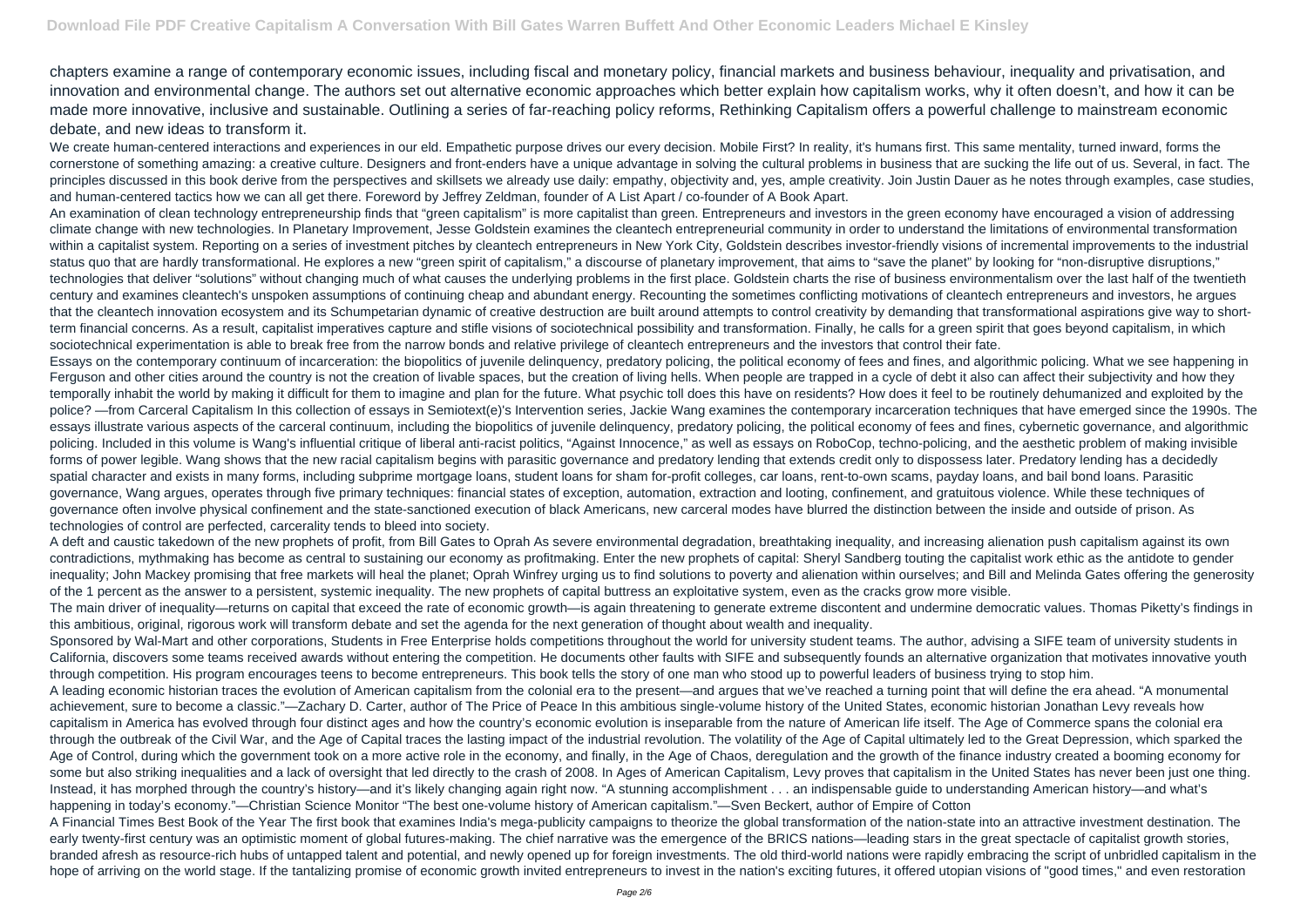chapters examine a range of contemporary economic issues, including fiscal and monetary policy, financial markets and business behaviour, inequality and privatisation, and innovation and environmental change. The authors set out alternative economic approaches which better explain how capitalism works, why it often doesn't, and how it can be made more innovative, inclusive and sustainable. Outlining a series of far-reaching policy reforms, Rethinking Capitalism offers a powerful challenge to mainstream economic debate, and new ideas to transform it.

We create human-centered interactions and experiences in our eld. Empathetic purpose drives our every decision. Mobile First? In reality, it's humans first. This same mentality, turned inward, forms the cornerstone of something amazing: a creative culture. Designers and front-enders have a unique advantage in solving the cultural problems in business that are sucking the life out of us. Several, in fact. The principles discussed in this book derive from the perspectives and skillsets we already use daily: empathy, objectivity and, yes, ample creativity. Join Justin Dauer as he notes through examples, case studies, and human-centered tactics how we can all get there. Foreword by Jeffrey Zeldman, founder of A List Apart / co-founder of A Book Apart.

An examination of clean technology entrepreneurship finds that "green capitalism" is more capitalist than green. Entrepreneurs and investors in the green economy have encouraged a vision of addressing climate change with new technologies. In Planetary Improvement, Jesse Goldstein examines the cleantech entrepreneurial community in order to understand the limitations of environmental transformation within a capitalist system. Reporting on a series of investment pitches by cleantech entrepreneurs in New York City, Goldstein describes investor-friendly visions of incremental improvements to the industrial status quo that are hardly transformational. He explores a new "green spirit of capitalism," a discourse of planetary improvement, that aims to "save the planet" by looking for "non-disruptive disruptions," technologies that deliver "solutions" without changing much of what causes the underlying problems in the first place. Goldstein charts the rise of business environmentalism over the last half of the twentieth century and examines cleantech's unspoken assumptions of continuing cheap and abundant energy. Recounting the sometimes conflicting motivations of cleantech entrepreneurs and investors, he argues that the cleantech innovation ecosystem and its Schumpeterian dynamic of creative destruction are built around attempts to control creativity by demanding that transformational aspirations give way to short-term financial concerns. As a result, capitalist imperatives capture and stifle visions of sociotechnical possibility and transformation. Finally, he calls for a green spirit that goes beyond capitalism, in which sociotechnical experimentation is able to break free from the narrow bonds and relative privilege of cleantech entrepreneurs and the investors that control their fate.

Essays on the contemporary continuum of incarceration: the biopolitics of juvenile delinquency, predatory policing, the political economy of fees and fines, and algorithmic policing. What we see happening in Ferguson and other cities around the country is not the creation of livable spaces, but the creation of living hells. When people are trapped in a cycle of debt it also can affect their subjectivity and how they temporally inhabit the world by making it difficult for them to imagine and plan for the future. What psychic toll does this have on residents? How does it feel to be routinely dehumanized and exploited by the police? —from Carceral Capitalism In this collection of essays in Semiotext(e)'s Intervention series, Jackie Wang examines the contemporary incarceration techniques that have emerged since the 1990s. The essays illustrate various aspects of the carceral continuum, including the biopolitics of juvenile delinquency, predatory policing, the political economy of fees and fines, cybernetic governance, and algorithmic policing. Included in this volume is Wang's influential critique of liberal anti-racist politics, "Against Innocence," as well as essays on RoboCop, techno-policing, and the aesthetic problem of making invisible forms of power legible. Wang shows that the new racial capitalism begins with parasitic governance and predatory lending that extends credit only to dispossess later. Predatory lending has a decidedly spatial character and exists in many forms, including subprime mortgage loans, student loans for sham for-profit colleges, car loans, rent-to-own scams, payday loans, and bail bond loans. Parasitic governance, Wang argues, operates through five primary techniques: financial states of exception, automation, extraction and looting, confinement, and gratuitous violence. While these techniques of governance often involve physical confinement and the state-sanctioned execution of black Americans, new carceral modes have blurred the distinction between the inside and outside of prison. As technologies of control are perfected, carcerality tends to bleed into society.

A deft and caustic takedown of the new prophets of profit, from Bill Gates to Oprah As severe environmental degradation, breathtaking inequality, and increasing alienation push capitalism against its own contradictions, mythmaking has become as central to sustaining our economy as profitmaking. Enter the new prophets of capital: Sheryl Sandberg touting the capitalist work ethic as the antidote to gender inequality; John Mackey promising that free markets will heal the planet; Oprah Winfrey urging us to find solutions to poverty and alienation within ourselves; and Bill and Melinda Gates offering the generosity of the 1 percent as the answer to a persistent, systemic inequality. The new prophets of capital buttress an exploitative system, even as the cracks grow more visible.

The main driver of inequality—returns on capital that exceed the rate of economic growth—is again threatening to generate extreme discontent and undermine democratic values. Thomas Piketty's findings in this ambitious, original, rigorous work will transform debate and set the agenda for the next generation of thought about wealth and inequality.

Sponsored by Wal-Mart and other corporations, Students in Free Enterprise holds competitions throughout the world for university student teams. The author, advising a SIFE team of university students in California, discovers some teams received awards without entering the competition. He documents other faults with SIFE and subsequently founds an alternative organization that motivates innovative youth through competition. His program encourages teens to become entrepreneurs. This book tells the story of one man who stood up to powerful leaders of business trying to stop him.

A leading economic historian traces the evolution of American capitalism from the colonial era to the present—and argues that we've reached a turning point that will define the era ahead. "A monumental achievement, sure to become a classic."—Zachary D. Carter, author of The Price of Peace In this ambitious single-volume history of the United States, economic historian Jonathan Levy reveals how capitalism in America has evolved through four distinct ages and how the country's economic evolution is inseparable from the nature of American life itself. The Age of Commerce spans the colonial era through the outbreak of the Civil War, and the Age of Capital traces the lasting impact of the industrial revolution. The volatility of the Age of Capital ultimately led to the Great Depression, which sparked the Age of Control, during which the government took on a more active role in the economy, and finally, in the Age of Chaos, deregulation and the growth of the finance industry created a booming economy for some but also striking inequalities and a lack of oversight that led directly to the crash of 2008. In Ages of American Capitalism, Levy proves that capitalism in the United States has never been just one thing. Instead, it has morphed through the country's history—and it's likely changing again right now. "A stunning accomplishment . . . an indispensable guide to understanding American history—and what's happening in today's economy."—Christian Science Monitor "The best one-volume history of American capitalism."—Sven Beckert, author of Empire of Cotton

A Financial Times Best Book of the Year The first book that examines India's mega-publicity campaigns to theorize the global transformation of the nation-state into an attractive investment destination. The early twenty-first century was an optimistic moment of global futures-making. The chief narrative was the emergence of the BRICS nations—leading stars in the great spectacle of capitalist growth stories, branded afresh as resource-rich hubs of untapped talent and potential, and newly opened up for foreign investments. The old third-world nations were rapidly embracing the script of unbridled capitalism in the hope of arriving on the world stage. If the tantalizing promise of economic growth invited entrepreneurs to invest in the nation's exciting futures, it offered utopian visions of "good times," and even restoration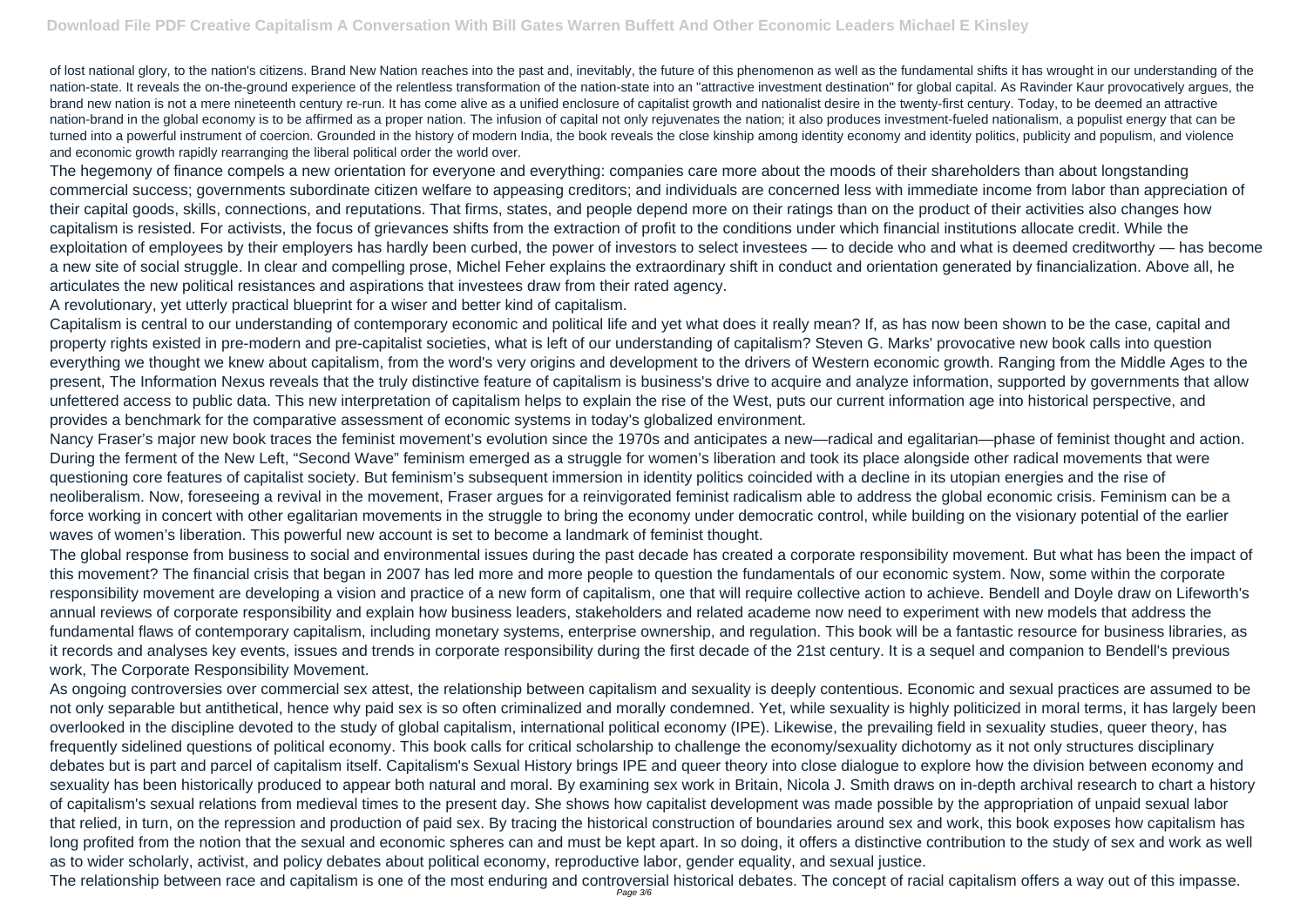of lost national glory, to the nation's citizens. Brand New Nation reaches into the past and, inevitably, the future of this phenomenon as well as the fundamental shifts it has wrought in our understanding of the nation-state. It reveals the on-the-ground experience of the relentless transformation of the nation-state into an "attractive investment destination" for global capital. As Ravinder Kaur provocatively argues, the brand new nation is not a mere nineteenth century re-run. It has come alive as a unified enclosure of capitalist growth and nationalist desire in the twenty-first century. Today, to be deemed an attractive nation-brand in the global economy is to be affirmed as a proper nation. The infusion of capital not only rejuvenates the nation; it also produces investment-fueled nationalism, a populist energy that can be turned into a powerful instrument of coercion. Grounded in the history of modern India, the book reveals the close kinship among identity economy and identity politics, publicity and populism, and violence and economic growth rapidly rearranging the liberal political order the world over.

The hegemony of finance compels a new orientation for everyone and everything: companies care more about the moods of their shareholders than about longstanding commercial success; governments subordinate citizen welfare to appeasing creditors; and individuals are concerned less with immediate income from labor than appreciation of their capital goods, skills, connections, and reputations. That firms, states, and people depend more on their ratings than on the product of their activities also changes how capitalism is resisted. For activists, the focus of grievances shifts from the extraction of profit to the conditions under which financial institutions allocate credit. While the exploitation of employees by their employers has hardly been curbed, the power of investors to select investees — to decide who and what is deemed creditworthy — has become a new site of social struggle. In clear and compelling prose, Michel Feher explains the extraordinary shift in conduct and orientation generated by financialization. Above all, he articulates the new political resistances and aspirations that investees draw from their rated agency.

A revolutionary, yet utterly practical blueprint for a wiser and better kind of capitalism.

Capitalism is central to our understanding of contemporary economic and political life and yet what does it really mean? If, as has now been shown to be the case, capital and property rights existed in pre-modern and pre-capitalist societies, what is left of our understanding of capitalism? Steven G. Marks' provocative new book calls into question everything we thought we knew about capitalism, from the word's very origins and development to the drivers of Western economic growth. Ranging from the Middle Ages to the present, The Information Nexus reveals that the truly distinctive feature of capitalism is business's drive to acquire and analyze information, supported by governments that allow unfettered access to public data. This new interpretation of capitalism helps to explain the rise of the West, puts our current information age into historical perspective, and provides a benchmark for the comparative assessment of economic systems in today's globalized environment.

Nancy Fraser's major new book traces the feminist movement's evolution since the 1970s and anticipates a new—radical and egalitarian—phase of feminist thought and action. During the ferment of the New Left, "Second Wave" feminism emerged as a struggle for women's liberation and took its place alongside other radical movements that were questioning core features of capitalist society. But feminism's subsequent immersion in identity politics coincided with a decline in its utopian energies and the rise of neoliberalism. Now, foreseeing a revival in the movement, Fraser argues for a reinvigorated feminist radicalism able to address the global economic crisis. Feminism can be a force working in concert with other egalitarian movements in the struggle to bring the economy under democratic control, while building on the visionary potential of the earlier waves of women's liberation. This powerful new account is set to become a landmark of feminist thought.

The global response from business to social and environmental issues during the past decade has created a corporate responsibility movement. But what has been the impact of this movement? The financial crisis that began in 2007 has led more and more people to question the fundamentals of our economic system. Now, some within the corporate responsibility movement are developing a vision and practice of a new form of capitalism, one that will require collective action to achieve. Bendell and Doyle draw on Lifeworth's annual reviews of corporate responsibility and explain how business leaders, stakeholders and related academe now need to experiment with new models that address the fundamental flaws of contemporary capitalism, including monetary systems, enterprise ownership, and regulation. This book will be a fantastic resource for business libraries, as it records and analyses key events, issues and trends in corporate responsibility during the first decade of the 21st century. It is a sequel and companion to Bendell's previous work, The Corporate Responsibility Movement.

As ongoing controversies over commercial sex attest, the relationship between capitalism and sexuality is deeply contentious. Economic and sexual practices are assumed to be not only separable but antithetical, hence why paid sex is so often criminalized and morally condemned. Yet, while sexuality is highly politicized in moral terms, it has largely been overlooked in the discipline devoted to the study of global capitalism, international political economy (IPE). Likewise, the prevailing field in sexuality studies, queer theory, has frequently sidelined questions of political economy. This book calls for critical scholarship to challenge the economy/sexuality dichotomy as it not only structures disciplinary debates but is part and parcel of capitalism itself. Capitalism's Sexual History brings IPE and queer theory into close dialogue to explore how the division between economy and sexuality has been historically produced to appear both natural and moral. By examining sex work in Britain, Nicola J. Smith draws on in-depth archival research to chart a history of capitalism's sexual relations from medieval times to the present day. She shows how capitalist development was made possible by the appropriation of unpaid sexual labor that relied, in turn, on the repression and production of paid sex. By tracing the historical construction of boundaries around sex and work, this book exposes how capitalism has long profited from the notion that the sexual and economic spheres can and must be kept apart. In so doing, it offers a distinctive contribution to the study of sex and work as well as to wider scholarly, activist, and policy debates about political economy, reproductive labor, gender equality, and sexual justice.

The relationship between race and capitalism is one of the most enduring and controversial historical debates. The concept of racial capitalism offers a way out of this impasse.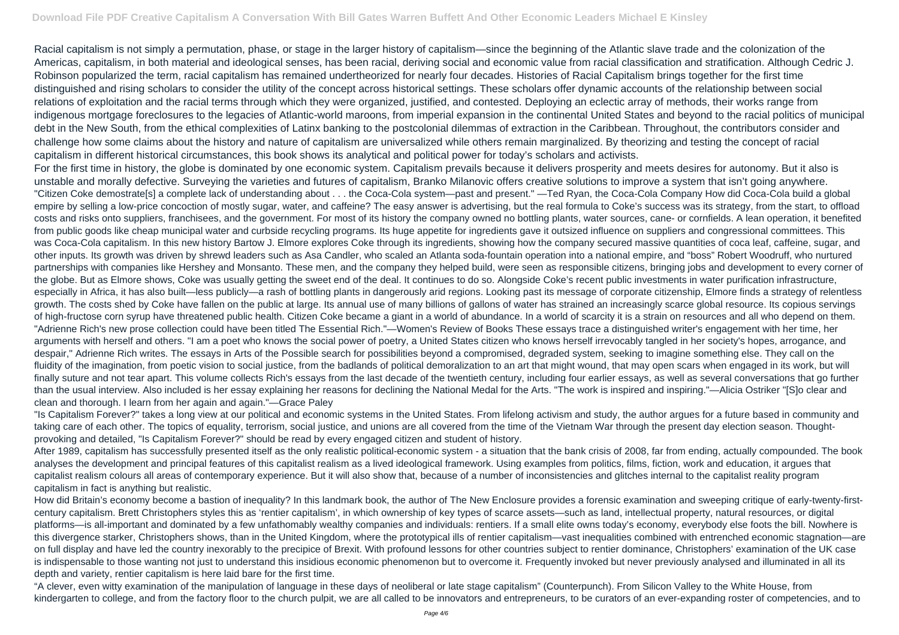Racial capitalism is not simply a permutation, phase, or stage in the larger history of capitalism—since the beginning of the Atlantic slave trade and the colonization of the Americas, capitalism, in both material and ideological senses, has been racial, deriving social and economic value from racial classification and stratification. Although Cedric J. Robinson popularized the term, racial capitalism has remained undertheorized for nearly four decades. Histories of Racial Capitalism brings together for the first time distinguished and rising scholars to consider the utility of the concept across historical settings. These scholars offer dynamic accounts of the relationship between social relations of exploitation and the racial terms through which they were organized, justified, and contested. Deploying an eclectic array of methods, their works range from indigenous mortgage foreclosures to the legacies of Atlantic-world maroons, from imperial expansion in the continental United States and beyond to the racial politics of municipal debt in the New South, from the ethical complexities of Latinx banking to the postcolonial dilemmas of extraction in the Caribbean. Throughout, the contributors consider and challenge how some claims about the history and nature of capitalism are universalized while others remain marginalized. By theorizing and testing the concept of racial capitalism in different historical circumstances, this book shows its analytical and political power for today's scholars and activists.

For the first time in history, the globe is dominated by one economic system. Capitalism prevails because it delivers prosperity and meets desires for autonomy. But it also is unstable and morally defective. Surveying the varieties and futures of capitalism, Branko Milanovic offers creative solutions to improve a system that isn't going anywhere.

"Citizen Coke demostrate[s] a complete lack of understanding about . . . the Coca-Cola system—past and present." —Ted Ryan, the Coca-Cola Company How did Coca-Cola build a global empire by selling a low-price concoction of mostly sugar, water, and caffeine? The easy answer is advertising, but the real formula to Coke's success was its strategy, from the start, to offload costs and risks onto suppliers, franchisees, and the government. For most of its history the company owned no bottling plants, water sources, cane- or cornfields. A lean operation, it benefited from public goods like cheap municipal water and curbside recycling programs. Its huge appetite for ingredients gave it outsized influence on suppliers and congressional committees. This was Coca-Cola capitalism. In this new history Bartow J. Elmore explores Coke through its ingredients, showing how the company secured massive quantities of coca leaf, caffeine, sugar, and other inputs. Its growth was driven by shrewd leaders such as Asa Candler, who scaled an Atlanta soda-fountain operation into a national empire, and "boss" Robert Woodruff, who nurtured partnerships with companies like Hershey and Monsanto. These men, and the company they helped build, were seen as responsible citizens, bringing jobs and development to every corner of the globe. But as Elmore shows, Coke was usually getting the sweet end of the deal. It continues to do so. Alongside Coke's recent public investments in water purification infrastructure, especially in Africa, it has also built—less publicly—a rash of bottling plants in dangerously arid regions. Looking past its message of corporate citizenship, Elmore finds a strategy of relentless growth. The costs shed by Coke have fallen on the public at large. Its annual use of many billions of gallons of water has strained an increasingly scarce global resource. Its copious servings of high-fructose corn syrup have threatened public health. Citizen Coke became a giant in a world of abundance. In a world of scarcity it is a strain on resources and all who depend on them.

"Adrienne Rich's new prose collection could have been titled The Essential Rich."—Women's Review of Books These essays trace a distinguished writer's engagement with her time, her arguments with herself and others. "I am a poet who knows the social power of poetry, a United States citizen who knows herself irrevocably tangled in her society's hopes, arrogance, and despair," Adrienne Rich writes. The essays in Arts of the Possible search for possibilities beyond a compromised, degraded system, seeking to imagine something else. They call on the fluidity of the imagination, from poetic vision to social justice, from the badlands of political demoralization to an art that might wound, that may open scars when engaged in its work, but will finally suture and not tear apart. This volume collects Rich's essays from the last decade of the twentieth century, including four earlier essays, as well as several conversations that go further than the usual interview. Also included is her essay explaining her reasons for declining the National Medal for the Arts. "The work is inspired and inspiring."—Alicia Ostriker "[S]o clear and clean and thorough. I learn from her again and again."—Grace Paley

"Is Capitalism Forever?" takes a long view at our political and economic systems in the United States. From lifelong activism and study, the author argues for a future based in community and taking care of each other. The topics of equality, terrorism, social justice, and unions are all covered from the time of the Vietnam War through the present day election season. Thought-provoking and detailed, "Is Capitalism Forever?" should be read by every engaged citizen and student of history.

After 1989, capitalism has successfully presented itself as the only realistic political-economic system - a situation that the bank crisis of 2008, far from ending, actually compounded. The book analyses the development and principal features of this capitalist realism as a lived ideological framework. Using examples from politics, films, fiction, work and education, it argues that capitalist realism colours all areas of contemporary experience. But it will also show that, because of a number of inconsistencies and glitches internal to the capitalist reality program capitalism in fact is anything but realistic.

How did Britain's economy become a bastion of inequality? In this landmark book, the author of The New Enclosure provides a forensic examination and sweeping critique of early-twenty-first-century capitalism. Brett Christophers styles this as 'rentier capitalism', in which ownership of key types of scarce assets—such as land, intellectual property, natural resources, or digital platforms—is all-important and dominated by a few unfathomably wealthy companies and individuals: rentiers. If a small elite owns today's economy, everybody else foots the bill. Nowhere is this divergence starker, Christophers shows, than in the United Kingdom, where the prototypical ills of rentier capitalism—vast inequalities combined with entrenched economic stagnation—are on full display and have led the country inexorably to the precipice of Brexit. With profound lessons for other countries subject to rentier dominance, Christophers' examination of the UK case is indispensable to those wanting not just to understand this insidious economic phenomenon but to overcome it. Frequently invoked but never previously analysed and illuminated in all its depth and variety, rentier capitalism is here laid bare for the first time.

"A clever, even witty examination of the manipulation of language in these days of neoliberal or late stage capitalism" (Counterpunch). From Silicon Valley to the White House, from kindergarten to college, and from the factory floor to the church pulpit, we are all called to be innovators and entrepreneurs, to be curators of an ever-expanding roster of competencies, and to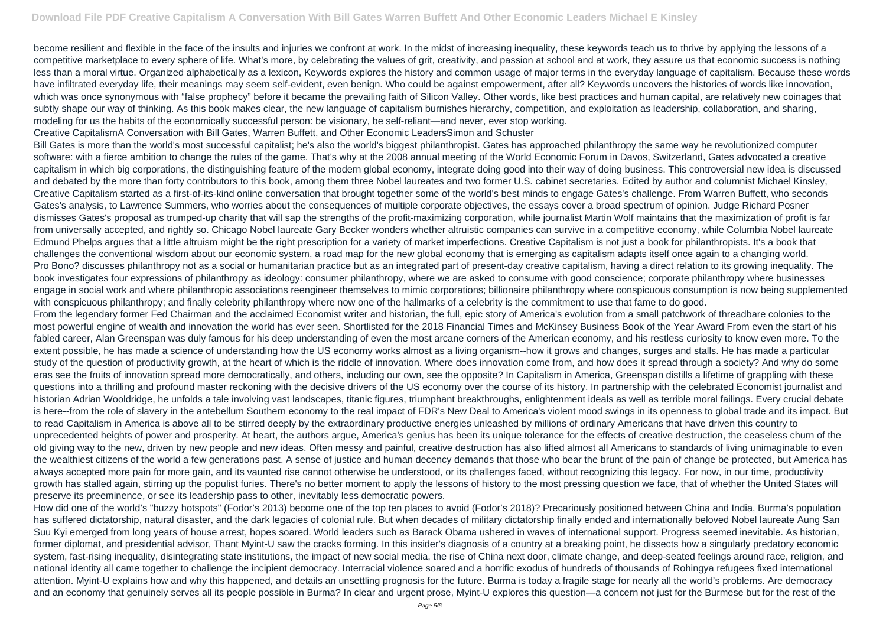become resilient and flexible in the face of the insults and injuries we confront at work. In the midst of increasing inequality, these keywords teach us to thrive by applying the lessons of a competitive marketplace to every sphere of life. What's more, by celebrating the values of grit, creativity, and passion at school and at work, they assure us that economic success is nothing less than a moral virtue. Organized alphabetically as a lexicon, Keywords explores the history and common usage of major terms in the everyday language of capitalism. Because these words have infiltrated everyday life, their meanings may seem self-evident, even benign. Who could be against empowerment, after all? Keywords uncovers the histories of words like innovation, which was once synonymous with "false prophecy" before it became the prevailing faith of Silicon Valley. Other words, like best practices and human capital, are relatively new coinages that subtly shape our way of thinking. As this book makes clear, the new language of capitalism burnishes hierarchy, competition, and exploitation as leadership, collaboration, and sharing, modeling for us the habits of the economically successful person: be visionary, be self-reliant—and never, ever stop working.

Creative CapitalismA Conversation with Bill Gates, Warren Buffett, and Other Economic LeadersSimon and Schuster

Bill Gates is more than the world's most successful capitalist; he's also the world's biggest philanthropist. Gates has approached philanthropy the same way he revolutionized computer software: with a fierce ambition to change the rules of the game. That's why at the 2008 annual meeting of the World Economic Forum in Davos, Switzerland, Gates advocated a creative capitalism in which big corporations, the distinguishing feature of the modern global economy, integrate doing good into their way of doing business. This controversial new idea is discussed and debated by the more than forty contributors to this book, among them three Nobel laureates and two former U.S. cabinet secretaries. Edited by author and columnist Michael Kinsley, Creative Capitalism started as a first-of-its-kind online conversation that brought together some of the world's best minds to engage Gates's challenge. From Warren Buffett, who seconds Gates's analysis, to Lawrence Summers, who worries about the consequences of multiple corporate objectives, the essays cover a broad spectrum of opinion. Judge Richard Posner dismisses Gates's proposal as trumped-up charity that will sap the strengths of the profit-maximizing corporation, while journalist Martin Wolf maintains that the maximization of profit is far from universally accepted, and rightly so. Chicago Nobel laureate Gary Becker wonders whether altruistic companies can survive in a competitive economy, while Columbia Nobel laureate Edmund Phelps argues that a little altruism might be the right prescription for a variety of market imperfections. Creative Capitalism is not just a book for philanthropists. It's a book that challenges the conventional wisdom about our economic system, a road map for the new global economy that is emerging as capitalism adapts itself once again to a changing world.

Pro Bono? discusses philanthropy not as a social or humanitarian practice but as an integrated part of present-day creative capitalism, having a direct relation to its growing inequality. The book investigates four expressions of philanthropy as ideology: consumer philanthropy, where we are asked to consume with good conscience; corporate philanthropy where businesses engage in social work and where philanthropic associations reengineer themselves to mimic corporations; billionaire philanthropy where conspicuous consumption is now being supplemented with conspicuous philanthropy; and finally celebrity philanthropy where now one of the hallmarks of a celebrity is the commitment to use that fame to do good.

From the legendary former Fed Chairman and the acclaimed Economist writer and historian, the full, epic story of America's evolution from a small patchwork of threadbare colonies to the most powerful engine of wealth and innovation the world has ever seen. Shortlisted for the 2018 Financial Times and McKinsey Business Book of the Year Award From even the start of his fabled career, Alan Greenspan was duly famous for his deep understanding of even the most arcane corners of the American economy, and his restless curiosity to know even more. To the extent possible, he has made a science of understanding how the US economy works almost as a living organism--how it grows and changes, surges and stalls. He has made a particular study of the question of productivity growth, at the heart of which is the riddle of innovation. Where does innovation come from, and how does it spread through a society? And why do some eras see the fruits of innovation spread more democratically, and others, including our own, see the opposite? In Capitalism in America, Greenspan distills a lifetime of grappling with these questions into a thrilling and profound master reckoning with the decisive drivers of the US economy over the course of its history. In partnership with the celebrated Economist journalist and historian Adrian Wooldridge, he unfolds a tale involving vast landscapes, titanic figures, triumphant breakthroughs, enlightenment ideals as well as terrible moral failings. Every crucial debate is here--from the role of slavery in the antebellum Southern economy to the real impact of FDR's New Deal to America's violent mood swings in its openness to global trade and its impact. But to read Capitalism in America is above all to be stirred deeply by the extraordinary productive energies unleashed by millions of ordinary Americans that have driven this country to unprecedented heights of power and prosperity. At heart, the authors argue, America's genius has been its unique tolerance for the effects of creative destruction, the ceaseless churn of the old giving way to the new, driven by new people and new ideas. Often messy and painful, creative destruction has also lifted almost all Americans to standards of living unimaginable to even the wealthiest citizens of the world a few generations past. A sense of justice and human decency demands that those who bear the brunt of the pain of change be protected, but America has always accepted more pain for more gain, and its vaunted rise cannot otherwise be understood, or its challenges faced, without recognizing this legacy. For now, in our time, productivity growth has stalled again, stirring up the populist furies. There's no better moment to apply the lessons of history to the most pressing question we face, that of whether the United States will preserve its preeminence, or see its leadership pass to other, inevitably less democratic powers.

How did one of the world's "buzzy hotspots" (Fodor's 2013) become one of the top ten places to avoid (Fodor's 2018)? Precariously positioned between China and India, Burma's population has suffered dictatorship, natural disaster, and the dark legacies of colonial rule. But when decades of military dictatorship finally ended and internationally beloved Nobel laureate Aung San Suu Kyi emerged from long years of house arrest, hopes soared. World leaders such as Barack Obama ushered in waves of international support. Progress seemed inevitable. As historian, former diplomat, and presidential advisor, Thant Myint-U saw the cracks forming. In this insider's diagnosis of a country at a breaking point, he dissects how a singularly predatory economic system, fast-rising inequality, disintegrating state institutions, the impact of new social media, the rise of China next door, climate change, and deep-seated feelings around race, religion, and national identity all came together to challenge the incipient democracy. Interracial violence soared and a horrific exodus of hundreds of thousands of Rohingya refugees fixed international attention. Myint-U explains how and why this happened, and details an unsettling prognosis for the future. Burma is today a fragile stage for nearly all the world's problems. Are democracy and an economy that genuinely serves all its people possible in Burma? In clear and urgent prose, Myint-U explores this question—a concern not just for the Burmese but for the rest of the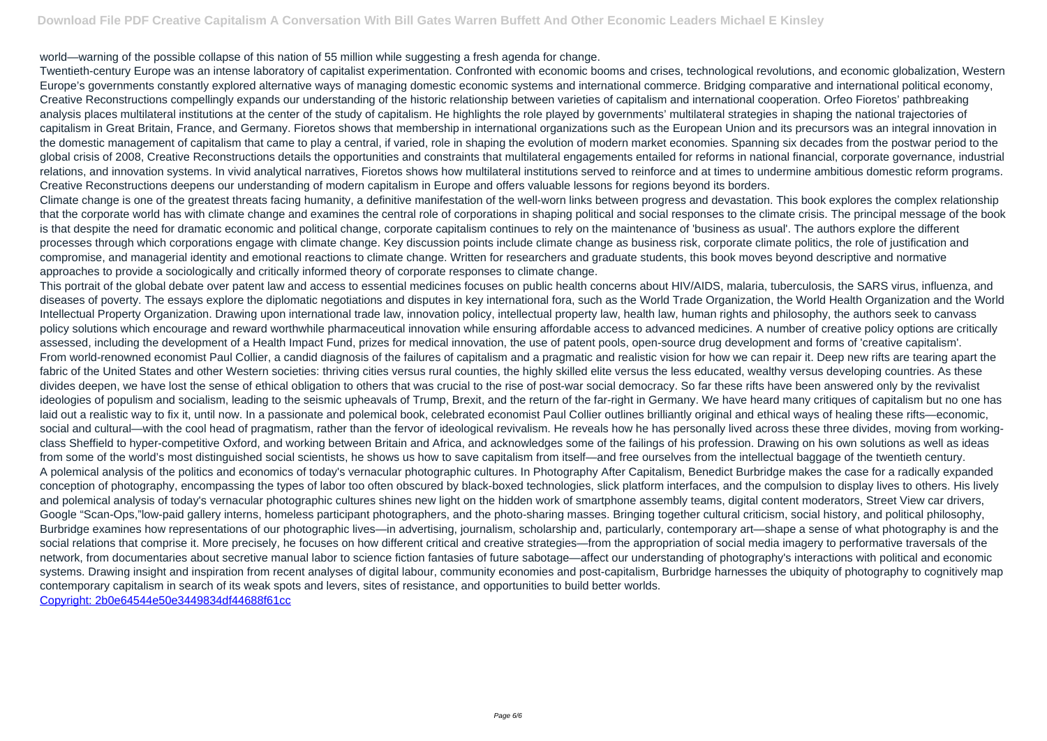world—warning of the possible collapse of this nation of 55 million while suggesting a fresh agenda for change.

Twentieth-century Europe was an intense laboratory of capitalist experimentation. Confronted with economic booms and crises, technological revolutions, and economic globalization, Western Europe's governments constantly explored alternative ways of managing domestic economic systems and international commerce. Bridging comparative and international political economy, Creative Reconstructions compellingly expands our understanding of the historic relationship between varieties of capitalism and international cooperation. Orfeo Fioretos' pathbreaking analysis places multilateral institutions at the center of the study of capitalism. He highlights the role played by governments' multilateral strategies in shaping the national trajectories of capitalism in Great Britain, France, and Germany. Fioretos shows that membership in international organizations such as the European Union and its precursors was an integral innovation in the domestic management of capitalism that came to play a central, if varied, role in shaping the evolution of modern market economies. Spanning six decades from the postwar period to the global crisis of 2008, Creative Reconstructions details the opportunities and constraints that multilateral engagements entailed for reforms in national financial, corporate governance, industrial relations, and innovation systems. In vivid analytical narratives, Fioretos shows how multilateral institutions served to reinforce and at times to undermine ambitious domestic reform programs. Creative Reconstructions deepens our understanding of modern capitalism in Europe and offers valuable lessons for regions beyond its borders.

Climate change is one of the greatest threats facing humanity, a definitive manifestation of the well-worn links between progress and devastation. This book explores the complex relationship that the corporate world has with climate change and examines the central role of corporations in shaping political and social responses to the climate crisis. The principal message of the book is that despite the need for dramatic economic and political change, corporate capitalism continues to rely on the maintenance of 'business as usual'. The authors explore the different processes through which corporations engage with climate change. Key discussion points include climate change as business risk, corporate climate politics, the role of justification and compromise, and managerial identity and emotional reactions to climate change. Written for researchers and graduate students, this book moves beyond descriptive and normative approaches to provide a sociologically and critically informed theory of corporate responses to climate change.

This portrait of the global debate over patent law and access to essential medicines focuses on public health concerns about HIV/AIDS, malaria, tuberculosis, the SARS virus, influenza, and diseases of poverty. The essays explore the diplomatic negotiations and disputes in key international fora, such as the World Trade Organization, the World Health Organization and the World Intellectual Property Organization. Drawing upon international trade law, innovation policy, intellectual property law, health law, human rights and philosophy, the authors seek to canvass policy solutions which encourage and reward worthwhile pharmaceutical innovation while ensuring affordable access to advanced medicines. A number of creative policy options are critically assessed, including the development of a Health Impact Fund, prizes for medical innovation, the use of patent pools, open-source drug development and forms of 'creative capitalism'.

From world-renowned economist Paul Collier, a candid diagnosis of the failures of capitalism and a pragmatic and realistic vision for how we can repair it. Deep new rifts are tearing apart the fabric of the United States and other Western societies: thriving cities versus rural counties, the highly skilled elite versus the less educated, wealthy versus developing countries. As these divides deepen, we have lost the sense of ethical obligation to others that was crucial to the rise of post-war social democracy. So far these rifts have been answered only by the revivalist ideologies of populism and socialism, leading to the seismic upheavals of Trump, Brexit, and the return of the far-right in Germany. We have heard many critiques of capitalism but no one has laid out a realistic way to fix it, until now. In a passionate and polemical book, celebrated economist Paul Collier outlines brilliantly original and ethical ways of healing these rifts—economic, social and cultural—with the cool head of pragmatism, rather than the fervor of ideological revivalism. He reveals how he has personally lived across these three divides, moving from working-class Sheffield to hyper-competitive Oxford, and working between Britain and Africa, and acknowledges some of the failings of his profession. Drawing on his own solutions as well as ideas from some of the world's most distinguished social scientists, he shows us how to save capitalism from itself—and free ourselves from the intellectual baggage of the twentieth century.

A polemical analysis of the politics and economics of today's vernacular photographic cultures. In Photography After Capitalism, Benedict Burbridge makes the case for a radically expanded conception of photography, encompassing the types of labor too often obscured by black-boxed technologies, slick platform interfaces, and the compulsion to display lives to others. His lively and polemical analysis of today's vernacular photographic cultures shines new light on the hidden work of smartphone assembly teams, digital content moderators, Street View car drivers, Google "Scan-Ops,"low-paid gallery interns, homeless participant photographers, and the photo-sharing masses. Bringing together cultural criticism, social history, and political philosophy, Burbridge examines how representations of our photographic lives—in advertising, journalism, scholarship and, particularly, contemporary art—shape a sense of what photography is and the social relations that comprise it. More precisely, he focuses on how different critical and creative strategies—from the appropriation of social media imagery to performative traversals of the network, from documentaries about secretive manual labor to science fiction fantasies of future sabotage—affect our understanding of photography's interactions with political and economic systems. Drawing insight and inspiration from recent analyses of digital labour, community economies and post-capitalism, Burbridge harnesses the ubiquity of photography to cognitively map contemporary capitalism in search of its weak spots and levers, sites of resistance, and opportunities to build better worlds.

Copyright: 2b0e64544e50e3449834df44688f61cc